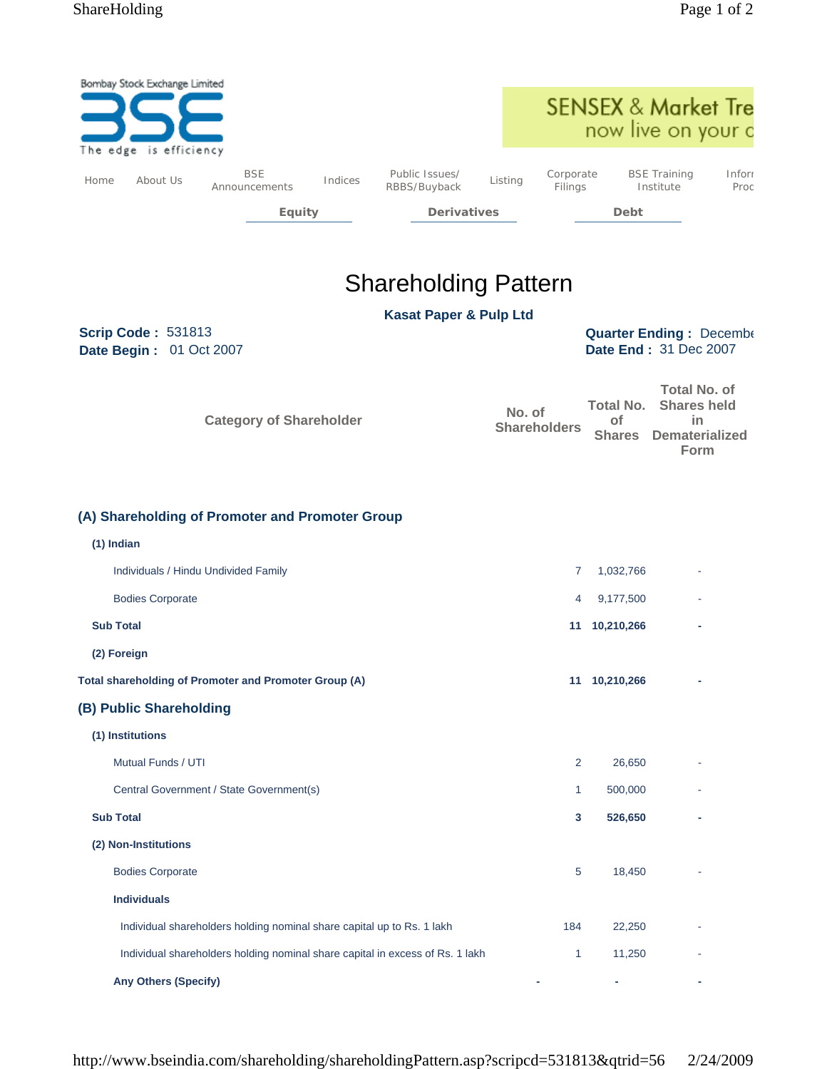Bombay Stock Exchange Limited

BSE

The edge is efficiency

SENSEX & Market Tre
now live on your c

Home | About Us | BSE Announcements | Indices | Public Issues/ RBBS/Buyback | Listing | Corporate Filings | BSE Training Institute | Inforr Proc

**Equity** **Derivatives** **Debt**

# Shareholding Pattern

**Kasat Paper & Pulp Ltd**

**Scrip Code :** 531813
**Date Begin :** 01 Oct 2007

**Quarter Ending :** Decembe
**Date End :** 31 Dec 2007

| Category of Shareholder | No. of Shareholders | Total No. of Shares | Total No. of Shares held in Dematerialized Form |
|---|---|---|---|
| **(A) Shareholding of Promoter and Promoter Group** | | | |
| **(1) Indian** | | | |
| Individuals / Hindu Undivided Family | 7 | 1,032,766 | - |
| Bodies Corporate | 4 | 9,177,500 | - |
| **Sub Total** | **11** | **10,210,266** | **-** |
| **(2) Foreign** | | | |
| **Total shareholding of Promoter and Promoter Group (A)** | **11** | **10,210,266** | **-** |
| **(B) Public Shareholding** | | | |
| **(1) Institutions** | | | |
| Mutual Funds / UTI | 2 | 26,650 | - |
| Central Government / State Government(s) | 1 | 500,000 | - |
| **Sub Total** | **3** | **526,650** | **-** |
| **(2) Non-Institutions** | | | |
| Bodies Corporate | 5 | 18,450 | - |
| **Individuals** | | | |
| Individual shareholders holding nominal share capital up to Rs. 1 lakh | 184 | 22,250 | - |
| Individual shareholders holding nominal share capital in excess of Rs. 1 lakh | 1 | 11,250 | - |
| **Any Others (Specify)** | **-** | **-** | **-** |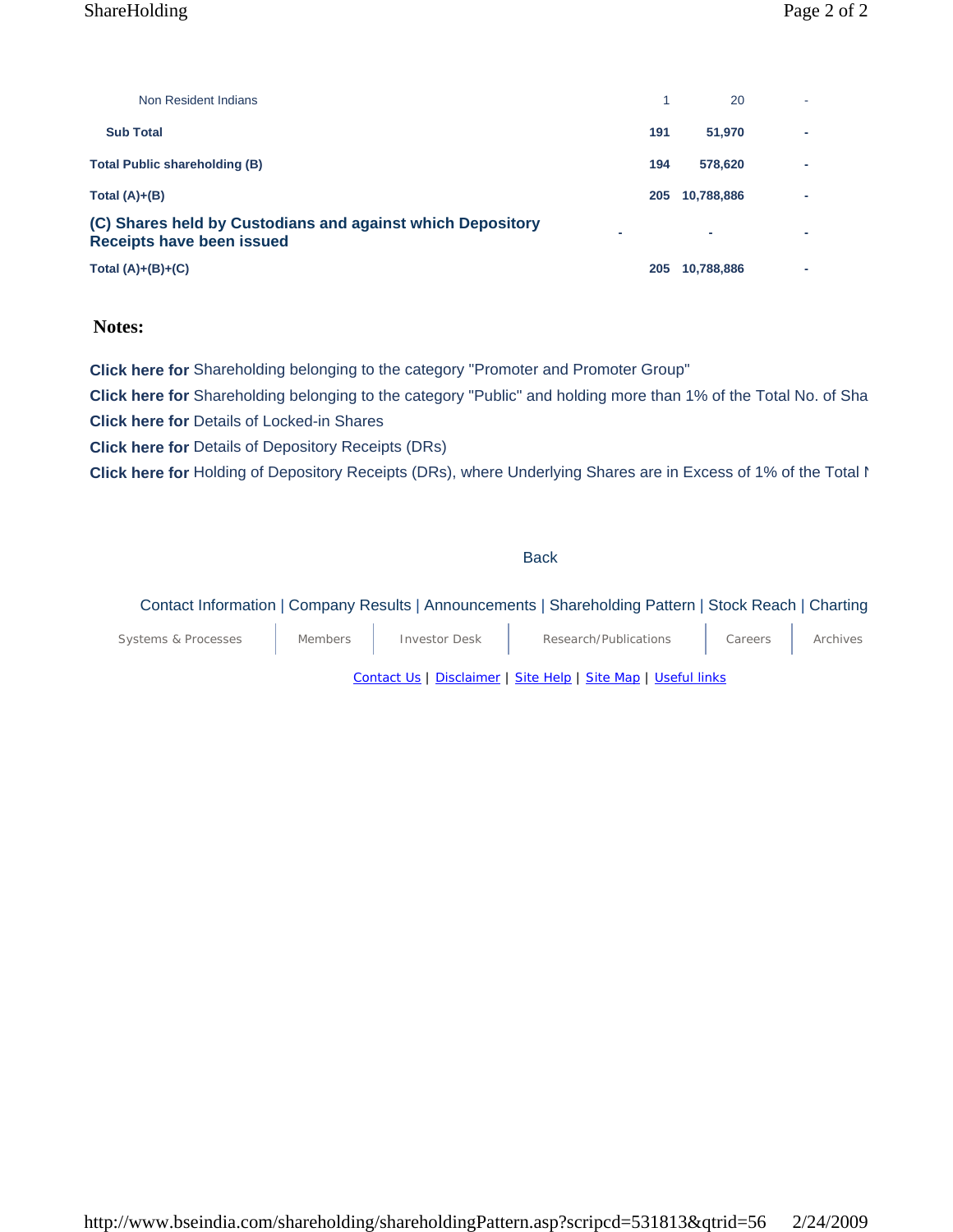| | | | |
|---|---|---|---|
| Non Resident Indians | 1 | 20 | - |
| **Sub Total** | **191** | **51,970** | **-** |
| **Total Public shareholding (B)** | **194** | **578,620** | **-** |
| **Total (A)+(B)** | **205** | **10,788,886** | **-** |
| **(C) Shares held by Custodians and against which Depository Receipts have been issued** | **-** | **-** | **-** |
| **Total (A)+(B)+(C)** | **205** | **10,788,886** | **-** |

**Notes:**

**Click here for** Shareholding belonging to the category "Promoter and Promoter Group"

**Click here for** Shareholding belonging to the category "Public" and holding more than 1% of the Total No. of Sha

**Click here for** Details of Locked-in Shares

**Click here for** Details of Depository Receipts (DRs)

**Click here for** Holding of Depository Receipts (DRs), where Underlying Shares are in Excess of 1% of the Total N

Back

Contact Information | Company Results | Announcements | Shareholding Pattern | Stock Reach | Charting

Systems & Processes | Members | Investor Desk | Research/Publications | Careers | Archives

Contact Us | Disclaimer | Site Help | Site Map | Useful links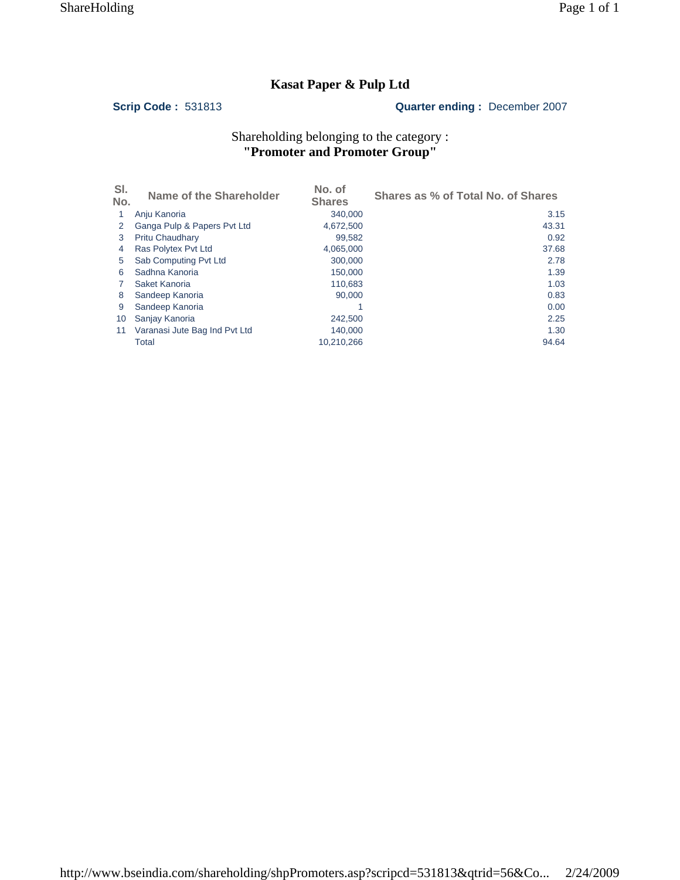# Kasat Paper & Pulp Ltd

**Scrip Code :** 531813 **Quarter ending :** December 2007

Shareholding belonging to the category :
**"Promoter and Promoter Group"**

| Sl. No. | Name of the Shareholder | No. of Shares | Shares as % of Total No. of Shares |
|---|---|---|---|
| 1 | Anju Kanoria | 340,000 | 3.15 |
| 2 | Ganga Pulp & Papers Pvt Ltd | 4,672,500 | 43.31 |
| 3 | Pritu Chaudhary | 99,582 | 0.92 |
| 4 | Ras Polytex Pvt Ltd | 4,065,000 | 37.68 |
| 5 | Sab Computing Pvt Ltd | 300,000 | 2.78 |
| 6 | Sadhna Kanoria | 150,000 | 1.39 |
| 7 | Saket Kanoria | 110,683 | 1.03 |
| 8 | Sandeep Kanoria | 90,000 | 0.83 |
| 9 | Sandeep Kanoria | 1 | 0.00 |
| 10 | Sanjay Kanoria | 242,500 | 2.25 |
| 11 | Varanasi Jute Bag Ind Pvt Ltd | 140,000 | 1.30 |
| | Total | 10,210,266 | 94.64 |